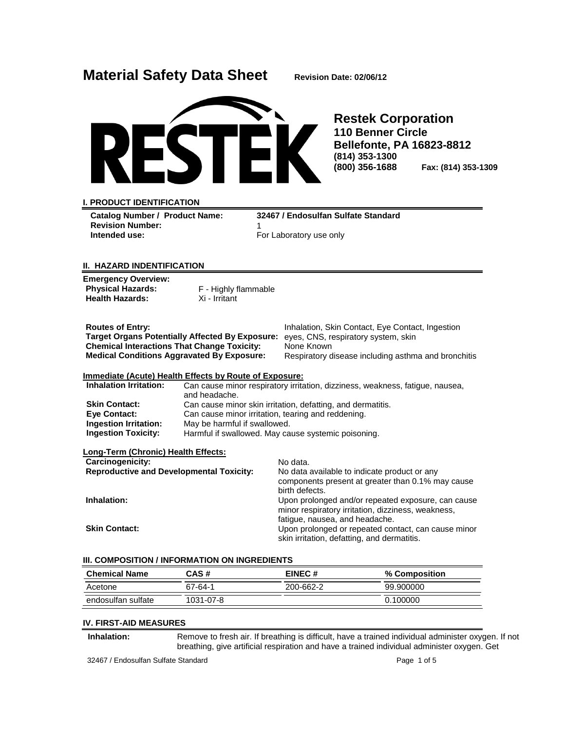# Material Safety Data Sheet

**Revision Date: 02/06/12**

**Restek Corporation**
**110 Benner Circle**
**Bellefonte, PA 16823-8812**
**(814) 353-1300**
**(800) 356-1688** **Fax: (814) 353-1309**

## I. PRODUCT IDENTIFICATION

**Catalog Number / Product Name:** **32467 / Endosulfan Sulfate Standard**
**Revision Number:** 1
**Intended use:** For Laboratory use only

## II. HAZARD INDENTIFICATION

**Emergency Overview:**
**Physical Hazards:** F - Highly flammable
**Health Hazards:** Xi - Irritant

**Routes of Entry:** Inhalation, Skin Contact, Eye Contact, Ingestion
**Target Organs Potentially Affected By Exposure:** eyes, CNS, respiratory system, skin
**Chemical Interactions That Change Toxicity:** None Known
**Medical Conditions Aggravated By Exposure:** Respiratory disease including asthma and bronchitis

**Immediate (Acute) Health Effects by Route of Exposure:**

**Inhalation Irritation:** Can cause minor respiratory irritation, dizziness, weakness, fatigue, nausea, and headache.
**Skin Contact:** Can cause minor skin irritation, defatting, and dermatitis.
**Eye Contact:** Can cause minor irritation, tearing and reddening.
**Ingestion Irritation:** May be harmful if swallowed.
**Ingestion Toxicity:** Harmful if swallowed. May cause systemic poisoning.

**Long-Term (Chronic) Health Effects:**

**Carcinogenicity:** No data.
**Reproductive and Developmental Toxicity:** No data available to indicate product or any components present at greater than 0.1% may cause birth defects.
**Inhalation:** Upon prolonged and/or repeated exposure, can cause minor respiratory irritation, dizziness, weakness, fatigue, nausea, and headache.
**Skin Contact:** Upon prolonged or repeated contact, can cause minor skin irritation, defatting, and dermatitis.

## III. COMPOSITION / INFORMATION ON INGREDIENTS

| Chemical Name | CAS # | EINEC # | % Composition |
|---|---|---|---|
| Acetone | 67-64-1 | 200-662-2 | 99.900000 |
| endosulfan sulfate | 1031-07-8 | | 0.100000 |

## IV. FIRST-AID MEASURES

**Inhalation:** Remove to fresh air. If breathing is difficult, have a trained individual administer oxygen. If not breathing, give artificial respiration and have a trained individual administer oxygen. Get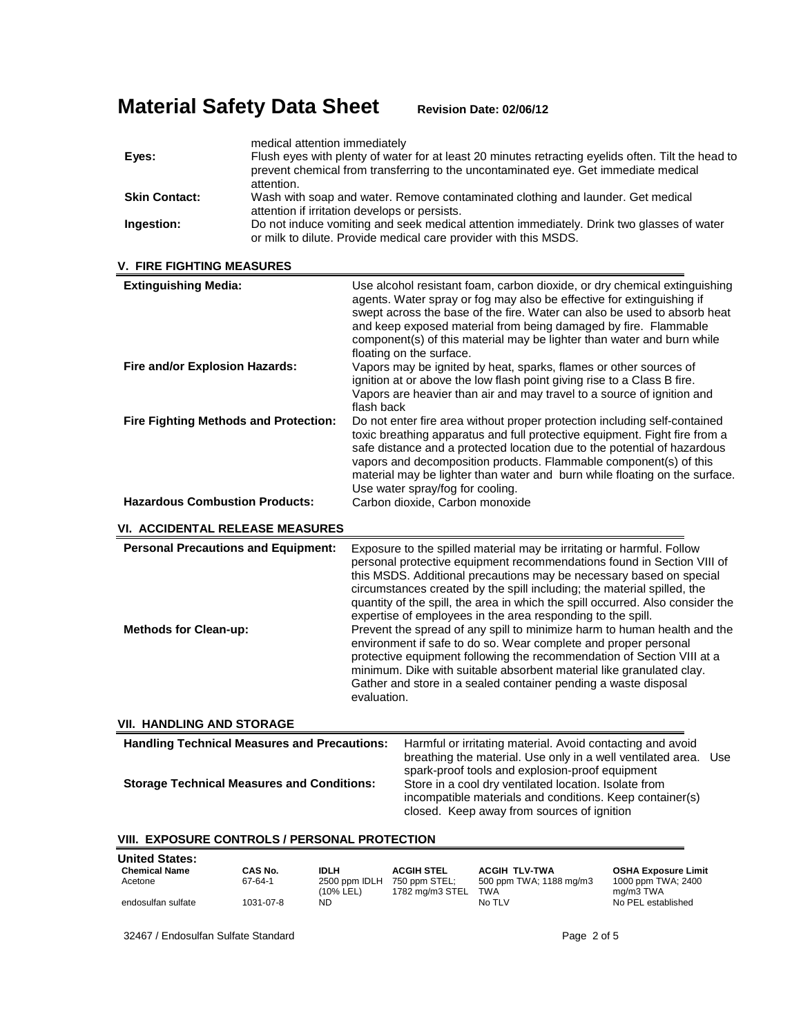| | |
|---|---|
| | medical attention immediately |
| **Eyes:** | Flush eyes with plenty of water for at least 20 minutes retracting eyelids often. Tilt the head to prevent chemical from transferring to the uncontaminated eye. Get immediate medical attention. |
| **Skin Contact:** | Wash with soap and water. Remove contaminated clothing and launder. Get medical attention if irritation develops or persists. |
| **Ingestion:** | Do not induce vomiting and seek medical attention immediately. Drink two glasses of water or milk to dilute. Provide medical care provider with this MSDS. |

## V. FIRE FIGHTING MEASURES

| | |
|---|---|
| **Extinguishing Media:** | Use alcohol resistant foam, carbon dioxide, or dry chemical extinguishing agents. Water spray or fog may also be effective for extinguishing if swept across the base of the fire. Water can also be used to absorb heat and keep exposed material from being damaged by fire. Flammable component(s) of this material may be lighter than water and burn while floating on the surface. |
| **Fire and/or Explosion Hazards:** | Vapors may be ignited by heat, sparks, flames or other sources of ignition at or above the low flash point giving rise to a Class B fire. Vapors are heavier than air and may travel to a source of ignition and flash back |
| **Fire Fighting Methods and Protection:** | Do not enter fire area without proper protection including self-contained toxic breathing apparatus and full protective equipment. Fight fire from a safe distance and a protected location due to the potential of hazardous vapors and decomposition products. Flammable component(s) of this material may be lighter than water and burn while floating on the surface. Use water spray/fog for cooling. |
| **Hazardous Combustion Products:** | Carbon dioxide, Carbon monoxide |

## VI. ACCIDENTAL RELEASE MEASURES

| | |
|---|---|
| **Personal Precautions and Equipment:** | Exposure to the spilled material may be irritating or harmful. Follow personal protective equipment recommendations found in Section VIII of this MSDS. Additional precautions may be necessary based on special circumstances created by the spill including; the material spilled, the quantity of the spill, the area in which the spill occurred. Also consider the expertise of employees in the area responding to the spill. |
| **Methods for Clean-up:** | Prevent the spread of any spill to minimize harm to human health and the environment if safe to do so. Wear complete and proper personal protective equipment following the recommendation of Section VIII at a minimum. Dike with suitable absorbent material like granulated clay. Gather and store in a sealed container pending a waste disposal evaluation. |

## VII. HANDLING AND STORAGE

| | |
|---|---|
| **Handling Technical Measures and Precautions:** | Harmful or irritating material. Avoid contacting and avoid breathing the material. Use only in a well ventilated area. Use spark-proof tools and explosion-proof equipment |
| **Storage Technical Measures and Conditions:** | Store in a cool dry ventilated location. Isolate from incompatible materials and conditions. Keep container(s) closed. Keep away from sources of ignition |

## VIII. EXPOSURE CONTROLS / PERSONAL PROTECTION

**United States:**

| Chemical Name | CAS No. | IDLH | ACGIH STEL | ACGIH TLV-TWA | OSHA Exposure Limit |
|---|---|---|---|---|---|
| Acetone | 67-64-1 | 2500 ppm IDLH (10% LEL) | 750 ppm STEL; 1782 mg/m3 STEL | 500 ppm TWA; 1188 mg/m3 TWA | 1000 ppm TWA; 2400 mg/m3 TWA |
| endosulfan sulfate | 1031-07-8 | ND | | No TLV | No PEL established |

32467 / Endosulfan Sulfate Standard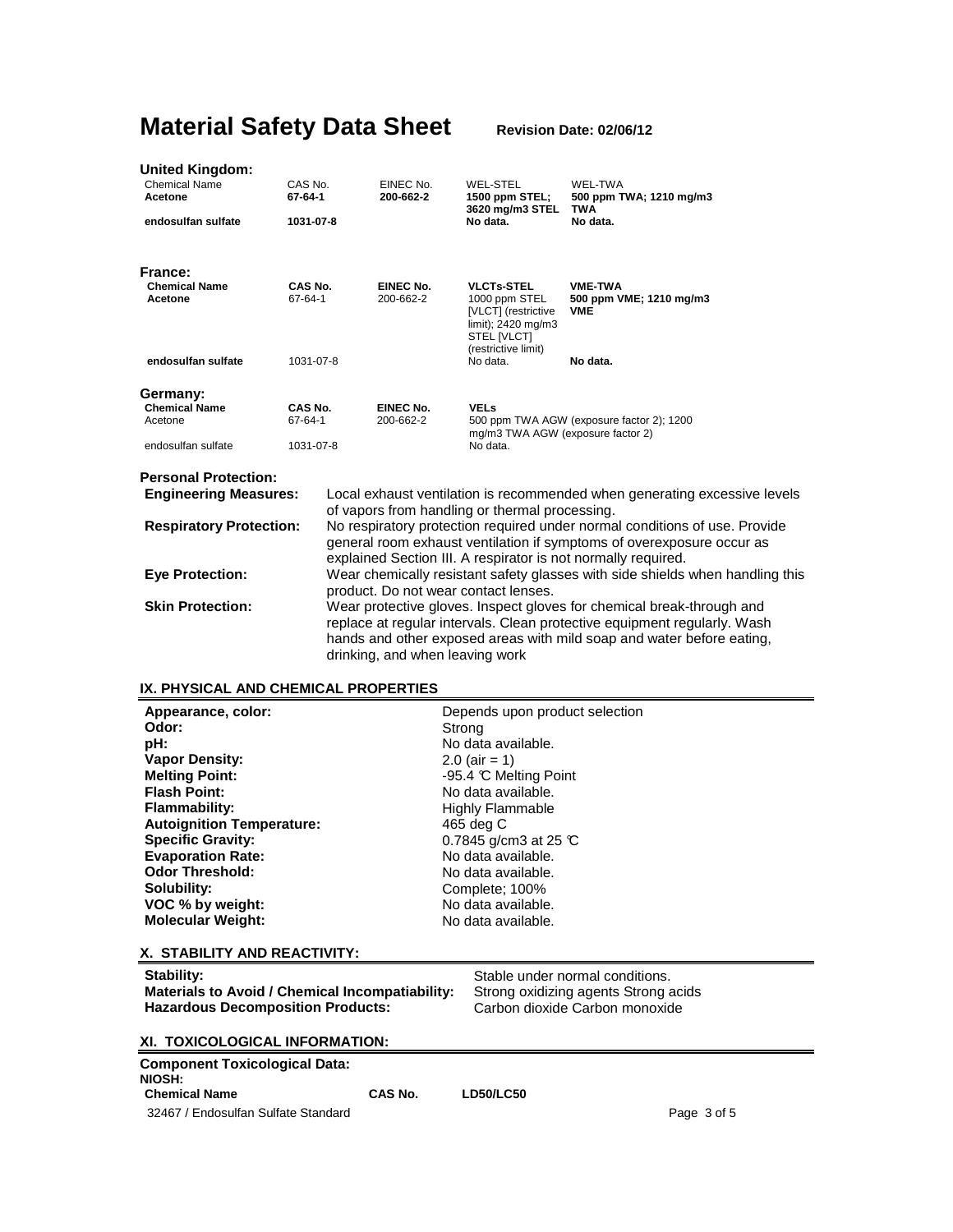# Material Safety Data Sheet

**Revision Date: 02/06/12**

**United Kingdom:**

| Chemical Name | CAS No. | EINEC No. | WEL-STEL | WEL-TWA |
|---|---|---|---|---|
| **Acetone** | **67-64-1** | **200-662-2** | **1500 ppm STEL; 3620 mg/m3 STEL** | **500 ppm TWA; 1210 mg/m3 TWA** |
| **endosulfan sulfate** | **1031-07-8** | | **No data.** | **No data.** |

**France:**

| **Chemical Name** | **CAS No.** | **EINEC No.** | **VLCTs-STEL** | **VME-TWA** |
|---|---|---|---|---|
| **Acetone** | 67-64-1 | 200-662-2 | 1000 ppm STEL [VLCT] (restrictive limit); 2420 mg/m3 STEL [VLCT] (restrictive limit) | **500 ppm VME; 1210 mg/m3 VME** |
| **endosulfan sulfate** | 1031-07-8 | | No data. | **No data.** |

**Germany:**

| **Chemical Name** | **CAS No.** | **EINEC No.** | **VELs** |
|---|---|---|---|
| Acetone | 67-64-1 | 200-662-2 | 500 ppm TWA AGW (exposure factor 2); 1200 mg/m3 TWA AGW (exposure factor 2) |
| endosulfan sulfate | 1031-07-8 | | No data. |

**Personal Protection:**

**Engineering Measures:** Local exhaust ventilation is recommended when generating excessive levels of vapors from handling or thermal processing.

**Respiratory Protection:** No respiratory protection required under normal conditions of use. Provide general room exhaust ventilation if symptoms of overexposure occur as explained Section III. A respirator is not normally required.

**Eye Protection:** Wear chemically resistant safety glasses with side shields when handling this product. Do not wear contact lenses.

**Skin Protection:** Wear protective gloves. Inspect gloves for chemical break-through and replace at regular intervals. Clean protective equipment regularly. Wash hands and other exposed areas with mild soap and water before eating, drinking, and when leaving work

## IX. PHYSICAL AND CHEMICAL PROPERTIES

| | |
|---|---|
| **Appearance, color:** | Depends upon product selection |
| **Odor:** | Strong |
| **pH:** | No data available. |
| **Vapor Density:** | 2.0 (air = 1) |
| **Melting Point:** | -95.4 ℃ Melting Point |
| **Flash Point:** | No data available. |
| **Flammability:** | Highly Flammable |
| **Autoignition Temperature:** | 465 deg C |
| **Specific Gravity:** | 0.7845 g/cm3 at 25 ℃ |
| **Evaporation Rate:** | No data available. |
| **Odor Threshold:** | No data available. |
| **Solubility:** | Complete; 100% |
| **VOC % by weight:** | No data available. |
| **Molecular Weight:** | No data available. |

## X. STABILITY AND REACTIVITY:

| | |
|---|---|
| **Stability:** | Stable under normal conditions. |
| **Materials to Avoid / Chemical Incompatiability:** | Strong oxidizing agents Strong acids |
| **Hazardous Decomposition Products:** | Carbon dioxide Carbon monoxide |

## XI. TOXICOLOGICAL INFORMATION:

**Component Toxicological Data:**

**NIOSH:**

| **Chemical Name** | **CAS No.** | **LD50/LC50** |
|---|---|---|

32467 / Endosulfan Sulfate Standard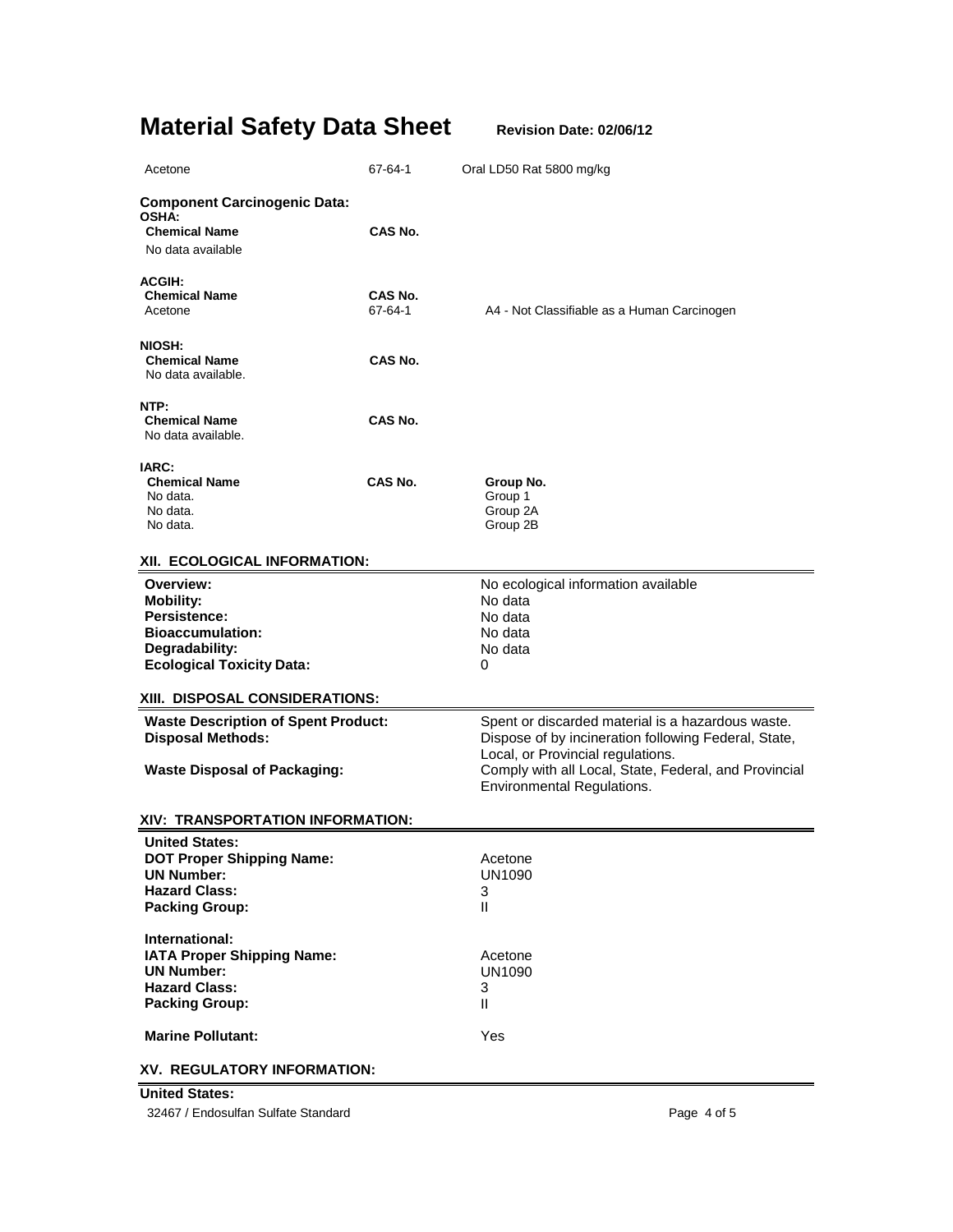| Acetone | 67-64-1 | Oral LD50 Rat 5800 mg/kg |
|---|---|---|

**Component Carcinogenic Data:**

**OSHA:**

| Chemical Name | CAS No. |
|---|---|
| No data available | |

**ACGIH:**

| Chemical Name | CAS No. | |
|---|---|---|
| Acetone | 67-64-1 | A4 - Not Classifiable as a Human Carcinogen |

**NIOSH:**

| Chemical Name | CAS No. |
|---|---|
| No data available. | |

**NTP:**

| Chemical Name | CAS No. |
|---|---|
| No data available. | |

**IARC:**

| Chemical Name | CAS No. | Group No. |
|---|---|---|
| No data. | | Group 1 |
| No data. | | Group 2A |
| No data. | | Group 2B |

## XII. ECOLOGICAL INFORMATION:

| | |
|---|---|
| **Overview:** | No ecological information available |
| **Mobility:** | No data |
| **Persistence:** | No data |
| **Bioaccumulation:** | No data |
| **Degradability:** | No data |
| **Ecological Toxicity Data:** | 0 |

## XIII. DISPOSAL CONSIDERATIONS:

| | |
|---|---|
| **Waste Description of Spent Product:** | Spent or discarded material is a hazardous waste. |
| **Disposal Methods:** | Dispose of by incineration following Federal, State, Local, or Provincial regulations. |
| **Waste Disposal of Packaging:** | Comply with all Local, State, Federal, and Provincial Environmental Regulations. |

## XIV: TRANSPORTATION INFORMATION:

**United States:**

| | |
|---|---|
| **DOT Proper Shipping Name:** | Acetone |
| **UN Number:** | UN1090 |
| **Hazard Class:** | 3 |
| **Packing Group:** | II |

**International:**

| | |
|---|---|
| **IATA Proper Shipping Name:** | Acetone |
| **UN Number:** | UN1090 |
| **Hazard Class:** | 3 |
| **Packing Group:** | II |
| **Marine Pollutant:** | Yes |

## XV. REGULATORY INFORMATION:

**United States:**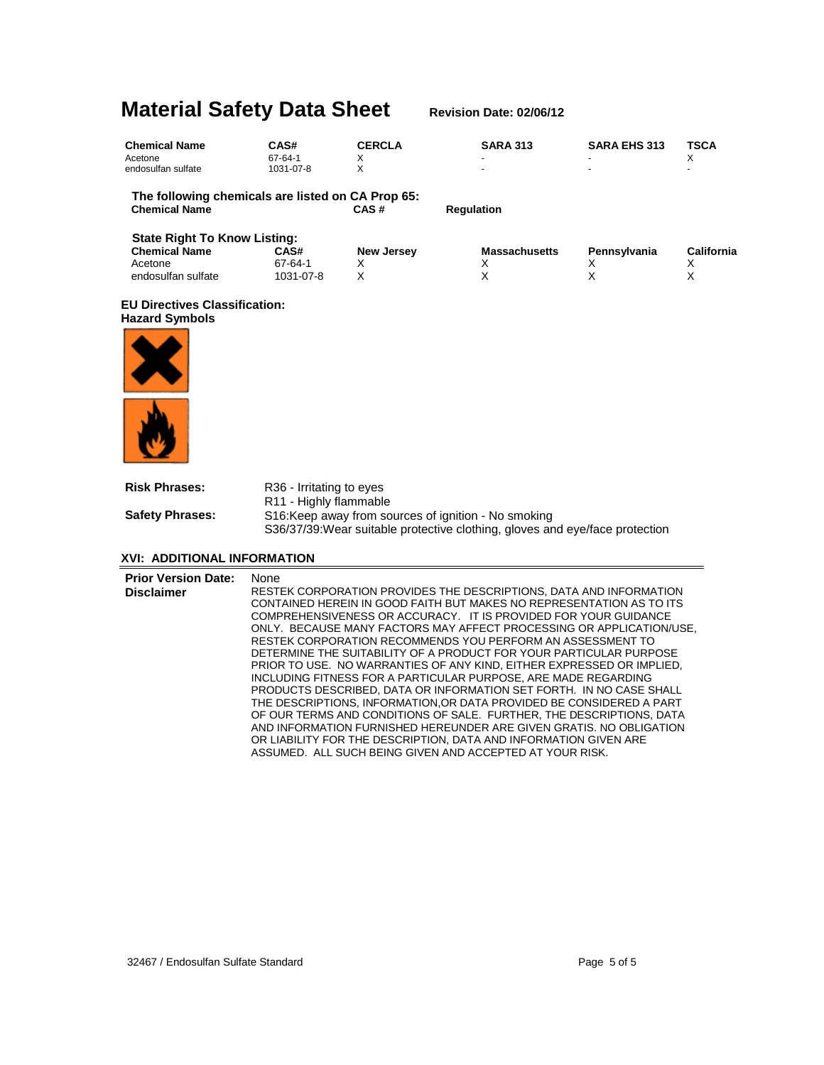# Material Safety Data Sheet

**Revision Date: 02/06/12**

| Chemical Name | CAS# | CERCLA | SARA 313 | SARA EHS 313 | TSCA |
|---|---|---|---|---|---|
| Acetone | 67-64-1 | X | - | - | X |
| endosulfan sulfate | 1031-07-8 | X | - | - | - |

**The following chemicals are listed on CA Prop 65:**

| Chemical Name | CAS # | Regulation |
|---|---|---|

**State Right To Know Listing:**

| Chemical Name | CAS# | New Jersey | Massachusetts | Pennsylvania | California |
|---|---|---|---|---|---|
| Acetone | 67-64-1 | X | X | X | X |
| endosulfan sulfate | 1031-07-8 | X | X | X | X |

**EU Directives Classification:**

**Hazard Symbols**

| | |
|---|---|
| **Risk Phrases:** | R36 - Irritating to eyes<br>R11 - Highly flammable |
| **Safety Phrases:** | S16:Keep away from sources of ignition - No smoking<br>S36/37/39:Wear suitable protective clothing, gloves and eye/face protection |

## XVI: ADDITIONAL INFORMATION

**Prior Version Date:** None

**Disclaimer**

RESTEK CORPORATION PROVIDES THE DESCRIPTIONS, DATA AND INFORMATION CONTAINED HEREIN IN GOOD FAITH BUT MAKES NO REPRESENTATION AS TO ITS COMPREHENSIVENESS OR ACCURACY. IT IS PROVIDED FOR YOUR GUIDANCE ONLY. BECAUSE MANY FACTORS MAY AFFECT PROCESSING OR APPLICATION/USE, RESTEK CORPORATION RECOMMENDS YOU PERFORM AN ASSESSMENT TO DETERMINE THE SUITABILITY OF A PRODUCT FOR YOUR PARTICULAR PURPOSE PRIOR TO USE. NO WARRANTIES OF ANY KIND, EITHER EXPRESSED OR IMPLIED, INCLUDING FITNESS FOR A PARTICULAR PURPOSE, ARE MADE REGARDING PRODUCTS DESCRIBED, DATA OR INFORMATION SET FORTH. IN NO CASE SHALL THE DESCRIPTIONS, INFORMATION,OR DATA PROVIDED BE CONSIDERED A PART OF OUR TERMS AND CONDITIONS OF SALE. FURTHER, THE DESCRIPTIONS, DATA AND INFORMATION FURNISHED HEREUNDER ARE GIVEN GRATIS. NO OBLIGATION OR LIABILITY FOR THE DESCRIPTION, DATA AND INFORMATION GIVEN ARE ASSUMED. ALL SUCH BEING GIVEN AND ACCEPTED AT YOUR RISK.